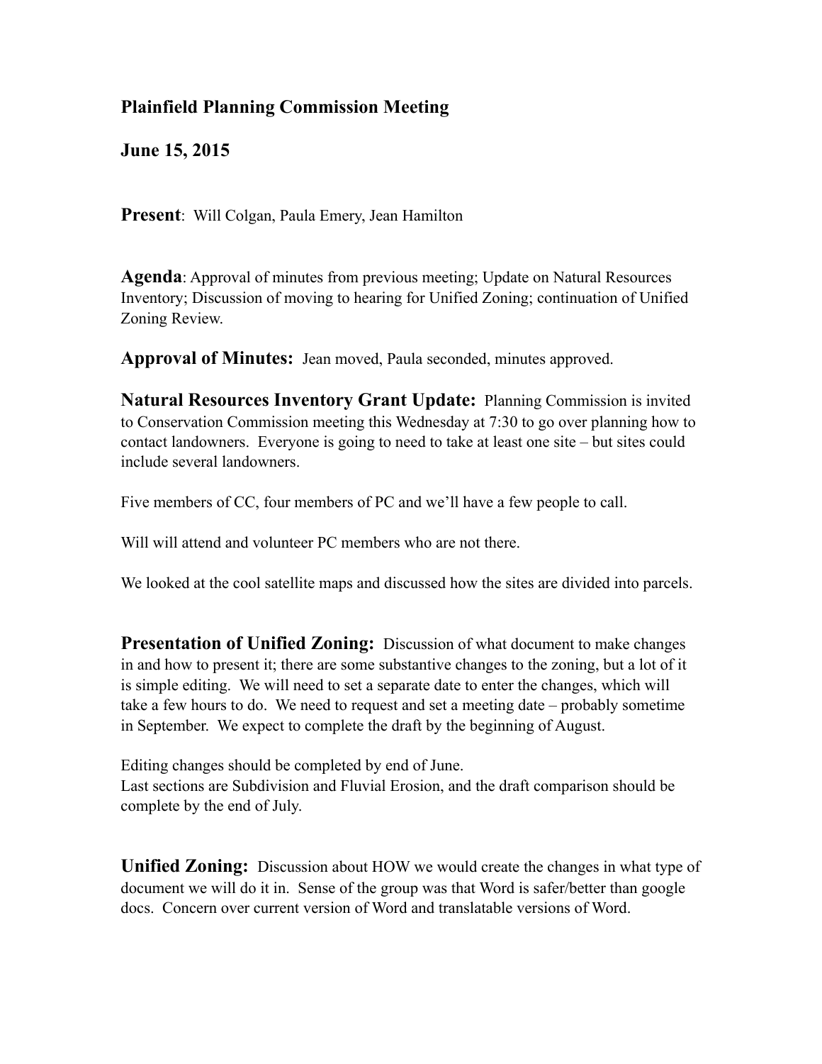**Plainfield Planning Commission Meeting**

**June 15, 2015**

**Present**: Will Colgan, Paula Emery, Jean Hamilton

**Agenda**: Approval of minutes from previous meeting; Update on Natural Resources Inventory; Discussion of moving to hearing for Unified Zoning; continuation of Unified Zoning Review.

**Approval of Minutes:** Jean moved, Paula seconded, minutes approved.

**Natural Resources Inventory Grant Update:** Planning Commission is invited to Conservation Commission meeting this Wednesday at 7:30 to go over planning how to contact landowners. Everyone is going to need to take at least one site – but sites could include several landowners.

Five members of CC, four members of PC and we'll have a few people to call.

Will will attend and volunteer PC members who are not there.

We looked at the cool satellite maps and discussed how the sites are divided into parcels.

**Presentation of Unified Zoning:** Discussion of what document to make changes in and how to present it; there are some substantive changes to the zoning, but a lot of it is simple editing. We will need to set a separate date to enter the changes, which will take a few hours to do. We need to request and set a meeting date – probably sometime in September. We expect to complete the draft by the beginning of August.

Editing changes should be completed by end of June.
Last sections are Subdivision and Fluvial Erosion, and the draft comparison should be complete by the end of July.

**Unified Zoning:** Discussion about HOW we would create the changes in what type of document we will do it in. Sense of the group was that Word is safer/better than google docs. Concern over current version of Word and translatable versions of Word.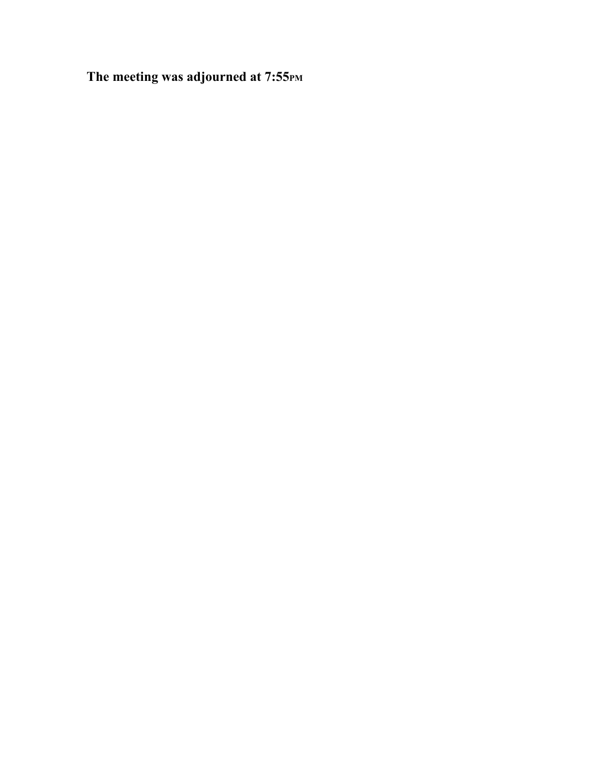**The meeting was adjourned at 7:55PM**